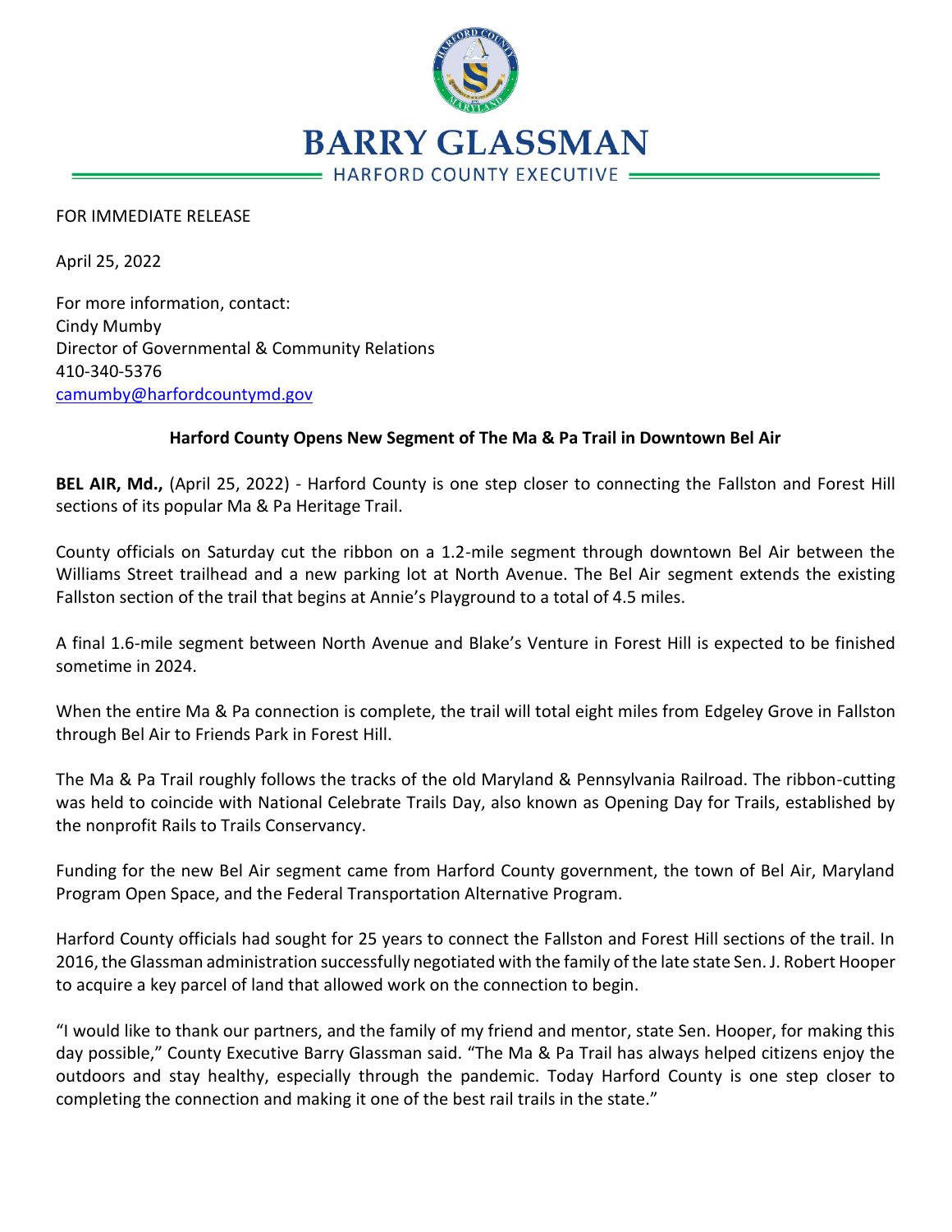# BARRY GLASSMAN

HARFORD COUNTY EXECUTIVE

FOR IMMEDIATE RELEASE

April 25, 2022

For more information, contact:
Cindy Mumby
Director of Governmental & Community Relations
410-340-5376
camumby@harfordcountymd.gov

**Harford County Opens New Segment of The Ma & Pa Trail in Downtown Bel Air**

**BEL AIR, Md.,** (April 25, 2022) - Harford County is one step closer to connecting the Fallston and Forest Hill sections of its popular Ma & Pa Heritage Trail.

County officials on Saturday cut the ribbon on a 1.2-mile segment through downtown Bel Air between the Williams Street trailhead and a new parking lot at North Avenue. The Bel Air segment extends the existing Fallston section of the trail that begins at Annie's Playground to a total of 4.5 miles.

A final 1.6-mile segment between North Avenue and Blake's Venture in Forest Hill is expected to be finished sometime in 2024.

When the entire Ma & Pa connection is complete, the trail will total eight miles from Edgeley Grove in Fallston through Bel Air to Friends Park in Forest Hill.

The Ma & Pa Trail roughly follows the tracks of the old Maryland & Pennsylvania Railroad. The ribbon-cutting was held to coincide with National Celebrate Trails Day, also known as Opening Day for Trails, established by the nonprofit Rails to Trails Conservancy.

Funding for the new Bel Air segment came from Harford County government, the town of Bel Air, Maryland Program Open Space, and the Federal Transportation Alternative Program.

Harford County officials had sought for 25 years to connect the Fallston and Forest Hill sections of the trail. In 2016, the Glassman administration successfully negotiated with the family of the late state Sen. J. Robert Hooper to acquire a key parcel of land that allowed work on the connection to begin.

"I would like to thank our partners, and the family of my friend and mentor, state Sen. Hooper, for making this day possible," County Executive Barry Glassman said. "The Ma & Pa Trail has always helped citizens enjoy the outdoors and stay healthy, especially through the pandemic. Today Harford County is one step closer to completing the connection and making it one of the best rail trails in the state."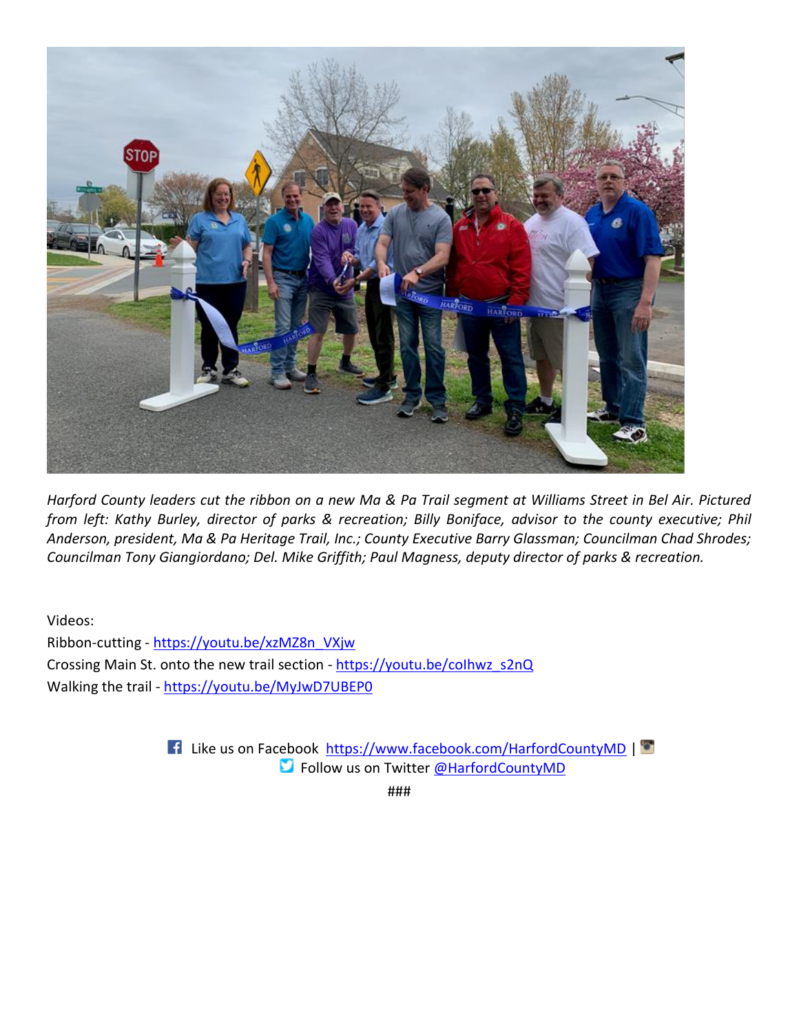*Harford County leaders cut the ribbon on a new Ma & Pa Trail segment at Williams Street in Bel Air. Pictured from left: Kathy Burley, director of parks & recreation; Billy Boniface, advisor to the county executive; Phil Anderson, president, Ma & Pa Heritage Trail, Inc.; County Executive Barry Glassman; Councilman Chad Shrodes; Councilman Tony Giangiordano; Del. Mike Griffith; Paul Magness, deputy director of parks & recreation.*

Videos:
Ribbon-cutting - https://youtu.be/xzMZ8n_VXjw
Crossing Main St. onto the new trail section - https://youtu.be/coIhwz_s2nQ
Walking the trail - https://youtu.be/MyJwD7UBEP0

Like us on Facebook https://www.facebook.com/HarfordCountyMD |
Follow us on Twitter @HarfordCountyMD

###